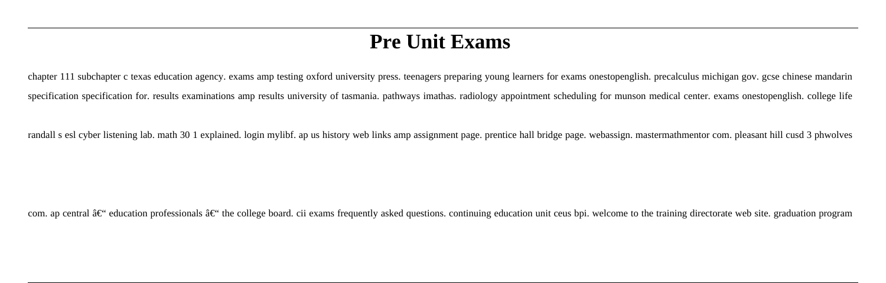# Pre Unit Exams

chapter 111 subchapter c texas education agency. exams amp testing oxford university press. teenagers preparing young learners for exams onestopenglish. precalculus michigan gov. gcse chinese mandarin specification specification for. results examinations amp results university of tasmania. pathways imathas. radiology appointment scheduling for munson medical center. exams onestopenglish. college life randall s esl cyber listening lab. math 30 1 explained. login mylibf. ap us history web links amp assignment page. prentice hall bridge page. webassign. mastermathmentor com. pleasant hill cusd 3 phwolves com. ap central â€“ education professionals â€“ the college board. cii exams frequently asked questions. continuing education unit ceus bpi. welcome to the training directorate web site. graduation program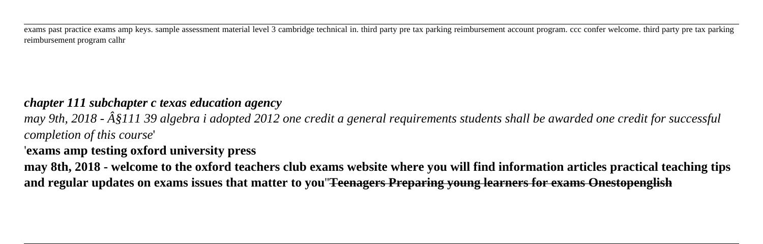exams past practice exams amp keys. sample assessment material level 3 cambridge technical in. third party pre tax parking reimbursement account program. ccc confer welcome. third party pre tax parking reimbursement program calhr

***chapter 111 subchapter c texas education agency***

*may 9th, 2018 - Â§111 39 algebra i adopted 2012 one credit a general requirements students shall be awarded one credit for successful completion of this course*'

'**exams amp testing oxford university press**

**may 8th, 2018 - welcome to the oxford teachers club exams website where you will find information articles practical teaching tips and regular updates on exams issues that matter to you**''~~**Teenagers Preparing young learners for exams Onestopenglish**~~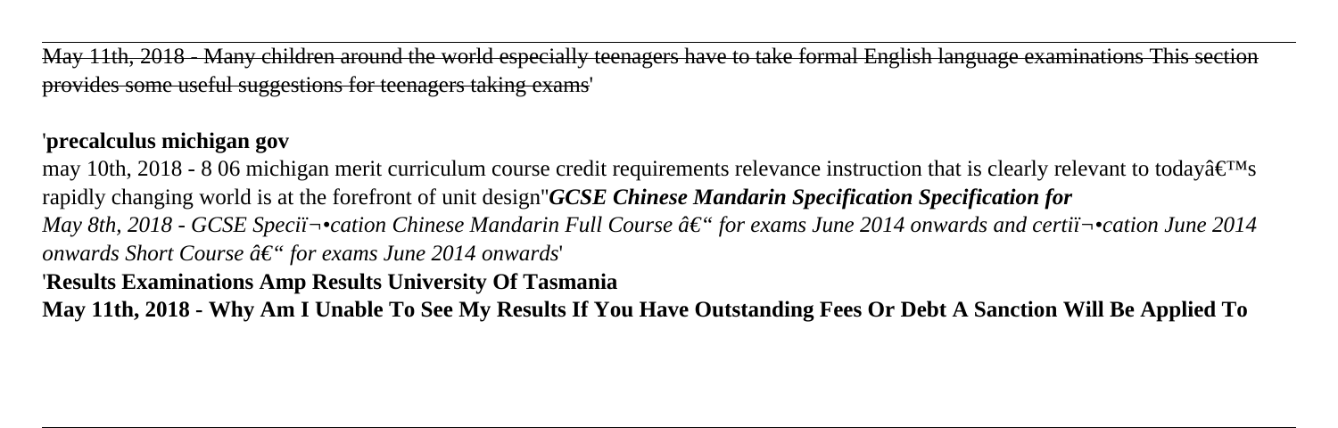May 11th, 2018 - Many children around the world especially teenagers have to take formal English language examinations This section provides some useful suggestions for teenagers taking exams'

'**precalculus michigan gov**

may 10th, 2018 - 8 06 michigan merit curriculum course credit requirements relevance instruction that is clearly relevant to todayâ€™s rapidly changing world is at the forefront of unit design''***GCSE Chinese Mandarin Specification Specification for***

*May 8th, 2018 - GCSE Speciï¬•cation Chinese Mandarin Full Course â€" for exams June 2014 onwards and certiï¬•cation June 2014 onwards Short Course â€" for exams June 2014 onwards*'

'**Results Examinations Amp Results University Of Tasmania**

**May 11th, 2018 - Why Am I Unable To See My Results If You Have Outstanding Fees Or Debt A Sanction Will Be Applied To**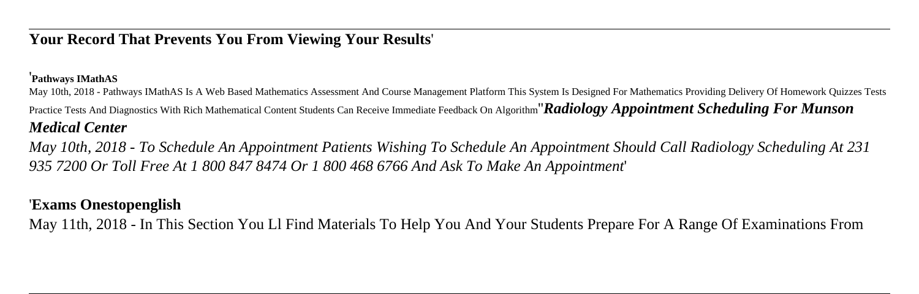**Your Record That Prevents You From Viewing Your Results**'

'**Pathways IMathAS**

May 10th, 2018 - Pathways IMathAS Is A Web Based Mathematics Assessment And Course Management Platform This System Is Designed For Mathematics Providing Delivery Of Homework Quizzes Tests Practice Tests And Diagnostics With Rich Mathematical Content Students Can Receive Immediate Feedback On Algorithm''***Radiology Appointment Scheduling For Munson Medical Center***

*May 10th, 2018 - To Schedule An Appointment Patients Wishing To Schedule An Appointment Should Call Radiology Scheduling At 231 935 7200 Or Toll Free At 1 800 847 8474 Or 1 800 468 6766 And Ask To Make An Appointment*'

'**Exams Onestopenglish**

May 11th, 2018 - In This Section You Ll Find Materials To Help You And Your Students Prepare For A Range Of Examinations From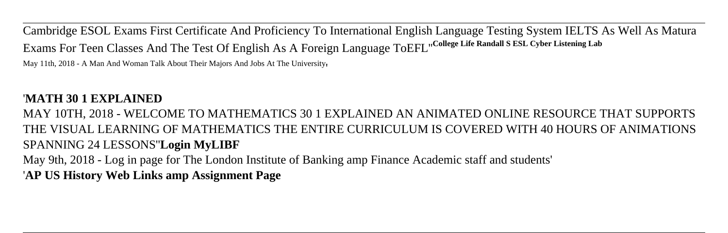Cambridge ESOL Exams First Certificate And Proficiency To International English Language Testing System IELTS As Well As Matura Exams For Teen Classes And The Test Of English As A Foreign Language ToEFL''**College Life Randall S ESL Cyber Listening Lab**

May 11th, 2018 - A Man And Woman Talk About Their Majors And Jobs At The University'

'**MATH 30 1 EXPLAINED**

MAY 10TH, 2018 - WELCOME TO MATHEMATICS 30 1 EXPLAINED AN ANIMATED ONLINE RESOURCE THAT SUPPORTS THE VISUAL LEARNING OF MATHEMATICS THE ENTIRE CURRICULUM IS COVERED WITH 40 HOURS OF ANIMATIONS SPANNING 24 LESSONS''**Login MyLIBF**

May 9th, 2018 - Log in page for The London Institute of Banking amp Finance Academic staff and students'

'**AP US History Web Links amp Assignment Page**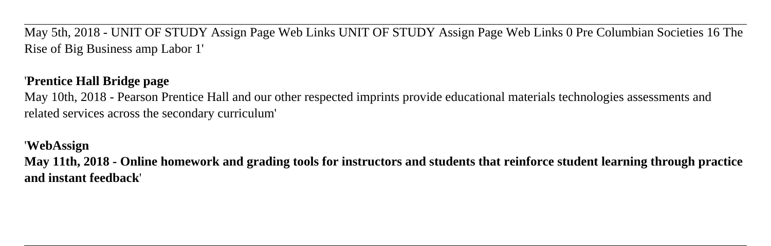May 5th, 2018 - UNIT OF STUDY Assign Page Web Links UNIT OF STUDY Assign Page Web Links 0 Pre Columbian Societies 16 The Rise of Big Business amp Labor 1'

'**Prentice Hall Bridge page**

May 10th, 2018 - Pearson Prentice Hall and our other respected imprints provide educational materials technologies assessments and related services across the secondary curriculum'

'**WebAssign**

**May 11th, 2018 - Online homework and grading tools for instructors and students that reinforce student learning through practice and instant feedback**'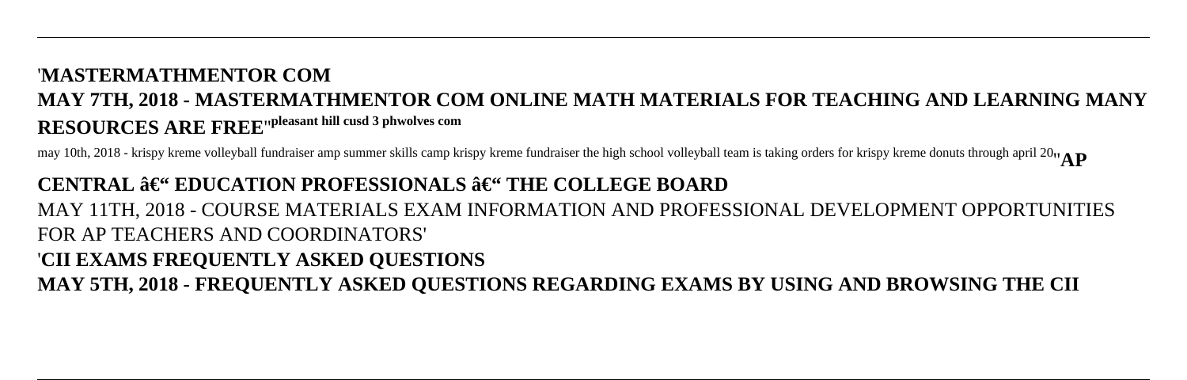## 'MASTERMATHMENTOR COM
## MAY 7TH, 2018 - MASTERMATHMENTOR COM ONLINE MATH MATERIALS FOR TEACHING AND LEARNING MANY RESOURCES ARE FREE''pleasant hill cusd 3 phwolves com

may 10th, 2018 - krispy kreme volleyball fundraiser amp summer skills camp krispy kreme fundraiser the high school volleyball team is taking orders for krispy kreme donuts through april 20''**AP**

## CENTRAL â€" EDUCATION PROFESSIONALS â€" THE COLLEGE BOARD

MAY 11TH, 2018 - COURSE MATERIALS EXAM INFORMATION AND PROFESSIONAL DEVELOPMENT OPPORTUNITIES FOR AP TEACHERS AND COORDINATORS'

## 'CII EXAMS FREQUENTLY ASKED QUESTIONS

**MAY 5TH, 2018 - FREQUENTLY ASKED QUESTIONS REGARDING EXAMS BY USING AND BROWSING THE CII**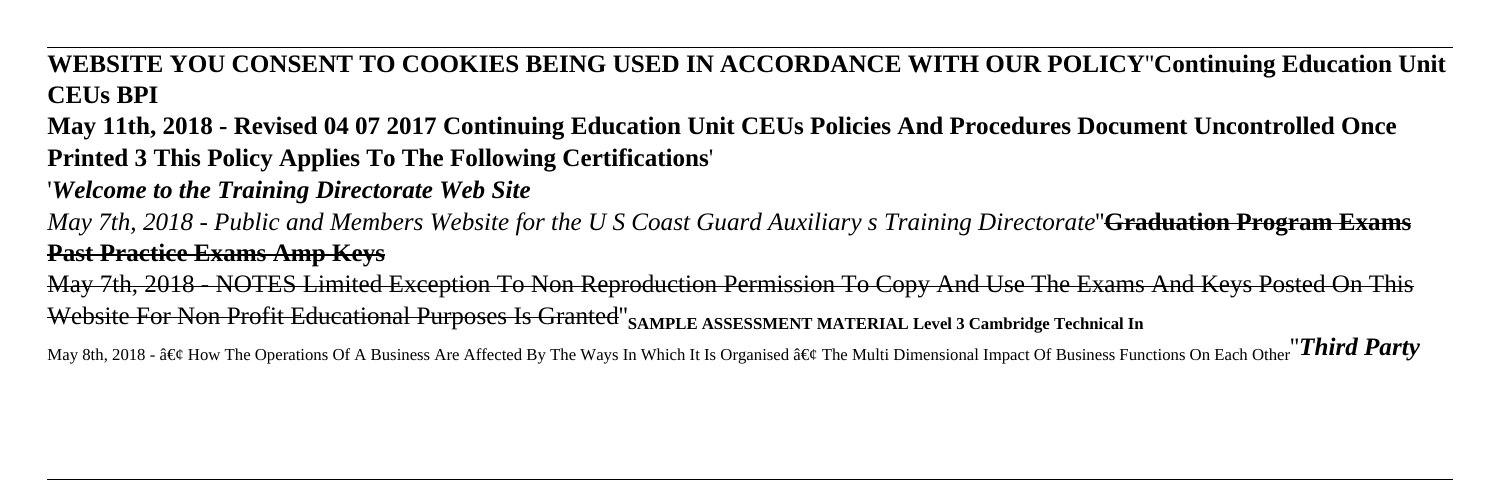**WEBSITE YOU CONSENT TO COOKIES BEING USED IN ACCORDANCE WITH OUR POLICY**''**Continuing Education Unit CEUs BPI**

**May 11th, 2018 - Revised 04 07 2017 Continuing Education Unit CEUs Policies And Procedures Document Uncontrolled Once Printed 3 This Policy Applies To The Following Certifications**'

'*Welcome to the Training Directorate Web Site*

*May 7th, 2018 - Public and Members Website for the U S Coast Guard Auxiliary s Training Directorate*''**Graduation Program Exams Past Practice Exams Amp Keys**

May 7th, 2018 - NOTES Limited Exception To Non Reproduction Permission To Copy And Use The Exams And Keys Posted On This Website For Non Profit Educational Purposes Is Granted''**SAMPLE ASSESSMENT MATERIAL Level 3 Cambridge Technical In**

May 8th, 2018 - â€¢ How The Operations Of A Business Are Affected By The Ways In Which It Is Organised â€¢ The Multi Dimensional Impact Of Business Functions On Each Other''***Third Party***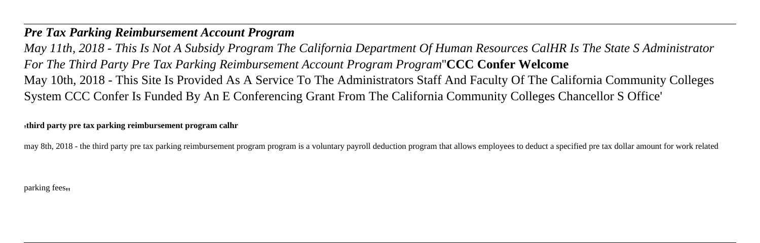***Pre Tax Parking Reimbursement Account Program***

*May 11th, 2018 - This Is Not A Subsidy Program The California Department Of Human Resources CalHR Is The State S Administrator For The Third Party Pre Tax Parking Reimbursement Account Program Program*''**CCC Confer Welcome**

May 10th, 2018 - This Site Is Provided As A Service To The Administrators Staff And Faculty Of The California Community Colleges System CCC Confer Is Funded By An E Conferencing Grant From The California Community Colleges Chancellor S Office'

'**third party pre tax parking reimbursement program calhr**

may 8th, 2018 - the third party pre tax parking reimbursement program program is a voluntary payroll deduction program that allows employees to deduct a specified pre tax dollar amount for work related parking fees''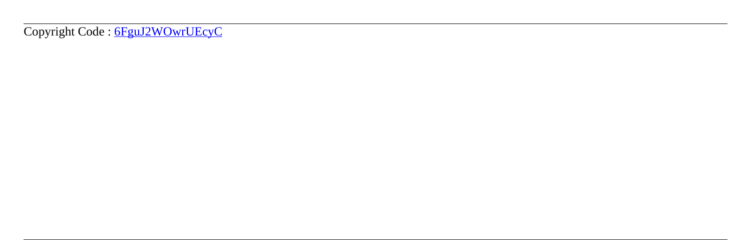Copyright Code : 6FguJ2WOwrUEcyC